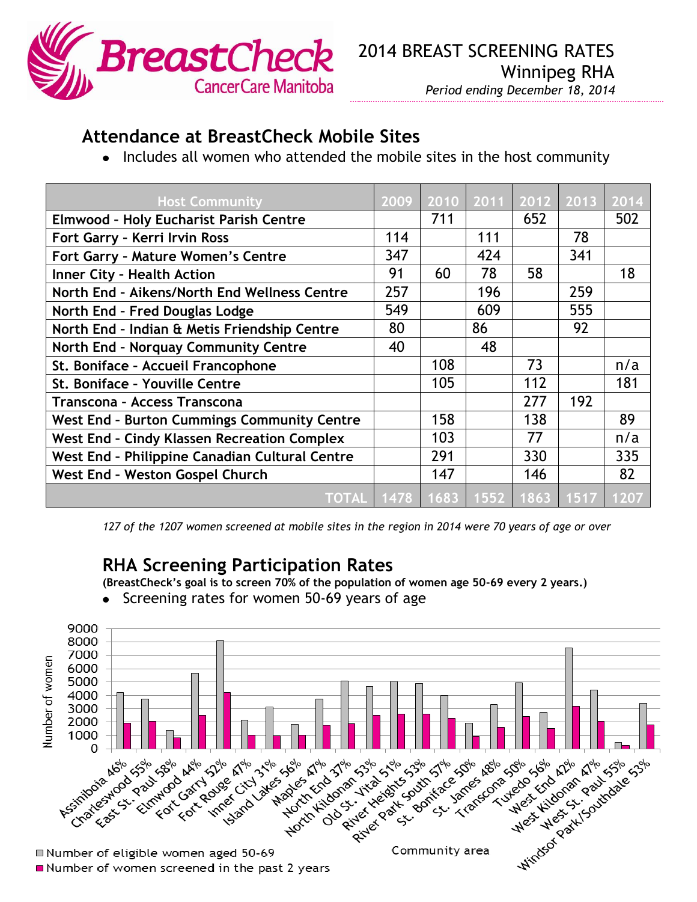BreastCheck CancerCare Manitoba

# 2014 BREAST SCREENING RATES
## Winnipeg RHA
*Period ending December 18, 2014*

## Attendance at BreastCheck Mobile Sites

- Includes all women who attended the mobile sites in the host community

| Host Community | 2009 | 2010 | 2011 | 2012 | 2013 | 2014 |
|---|---|---|---|---|---|---|
| Elmwood - Holy Eucharist Parish Centre | | 711 | | 652 | | 502 |
| Fort Garry - Kerri Irvin Ross | 114 | | 111 | | 78 | |
| Fort Garry - Mature Women's Centre | 347 | | 424 | | 341 | |
| Inner City - Health Action | 91 | 60 | 78 | 58 | | 18 |
| North End - Aikens/North End Wellness Centre | 257 | | 196 | | 259 | |
| North End - Fred Douglas Lodge | 549 | | 609 | | 555 | |
| North End - Indian & Metis Friendship Centre | 80 | | 86 | | 92 | |
| North End - Norquay Community Centre | 40 | | 48 | | | |
| St. Boniface - Accueil Francophone | | 108 | | 73 | | n/a |
| St. Boniface - Youville Centre | | 105 | | 112 | | 181 |
| Transcona - Access Transcona | | | | 277 | 192 | |
| West End - Burton Cummings Community Centre | | 158 | | 138 | | 89 |
| West End - Cindy Klassen Recreation Complex | | 103 | | 77 | | n/a |
| West End - Philippine Canadian Cultural Centre | | 291 | | 330 | | 335 |
| West End - Weston Gospel Church | | 147 | | 146 | | 82 |
| TOTAL | 1478 | 1683 | 1552 | 1863 | 1517 | 1207 |

*127 of the 1207 women screened at mobile sites in the region in 2014 were 70 years of age or over*

## RHA Screening Participation Rates

**(BreastCheck's goal is to screen 70% of the population of women age 50-69 every 2 years.)**

- Screening rates for women 50-69 years of age

| Community area | Screening rate |
|---|---|
| Assiniboia | 46% |
| Charleswood | 55% |
| East St. Paul | 58% |
| Elmwood | 44% |
| Fort Garry | 52% |
| Fort Rouge | 47% |
| Inner City | 31% |
| Island Lakes | 56% |
| Maples | 47% |
| North End | 37% |
| North Kildonan | 53% |
| Old St. Vital | 51% |
| River Heights | 53% |
| River Park South | 57% |
| St. Boniface | 50% |
| St. James | 48% |
| Transcona | 50% |
| Tuxedo | 56% |
| West End | 42% |
| West Kildonan | 47% |
| West St. Paul | 55% |
| Windsor Park/Southdale | 53% |

Chart axes: Number of women (0–9000); Community area

Legend: Number of eligible women aged 50-69; Number of women screened in the past 2 years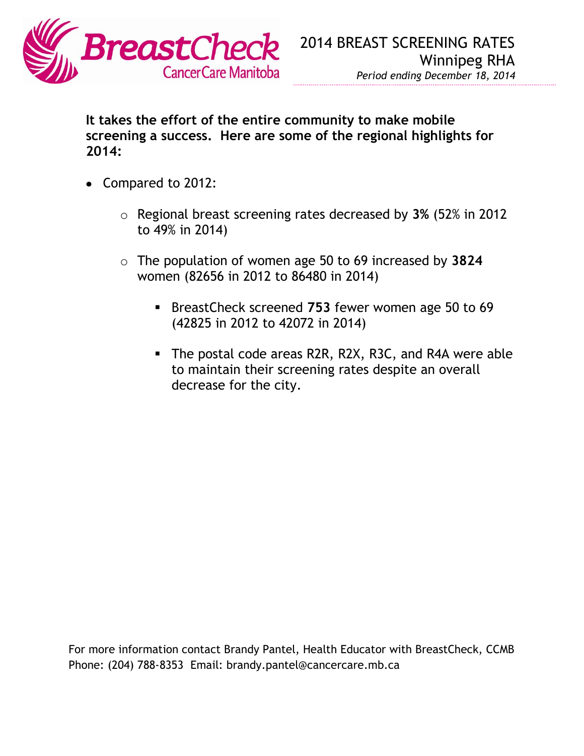BreastCheck
CancerCare Manitoba

# 2014 BREAST SCREENING RATES
## Winnipeg RHA
*Period ending December 18, 2014*

**It takes the effort of the entire community to make mobile screening a success. Here are some of the regional highlights for 2014:**

- Compared to 2012:
  - Regional breast screening rates decreased by **3%** (52% in 2012 to 49% in 2014)
  - The population of women age 50 to 69 increased by **3824** women (82656 in 2012 to 86480 in 2014)
    - BreastCheck screened **753** fewer women age 50 to 69 (42825 in 2012 to 42072 in 2014)
    - The postal code areas R2R, R2X, R3C, and R4A were able to maintain their screening rates despite an overall decrease for the city.

For more information contact Brandy Pantel, Health Educator with BreastCheck, CCMB
Phone: (204) 788-8353 Email: brandy.pantel@cancercare.mb.ca